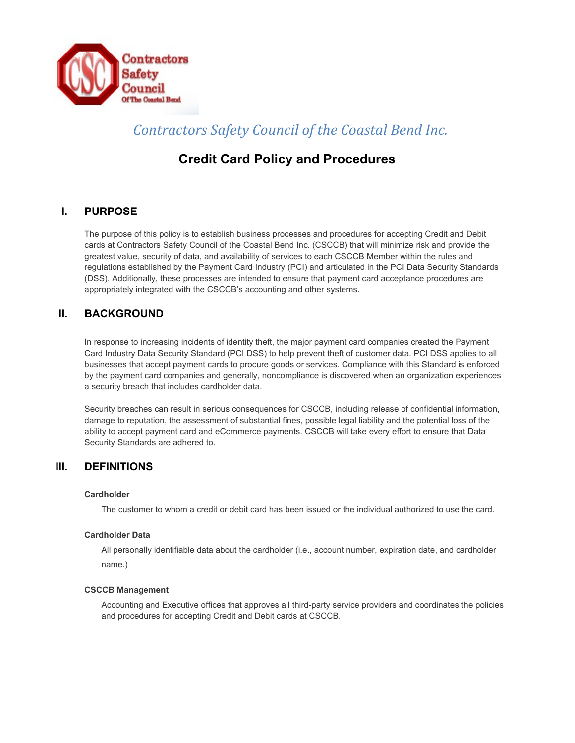*Contractors Safety Council of the Coastal Bend Inc.*

# Credit Card Policy and Procedures

## I. PURPOSE

The purpose of this policy is to establish business processes and procedures for accepting Credit and Debit cards at Contractors Safety Council of the Coastal Bend Inc. (CSCCB) that will minimize risk and provide the greatest value, security of data, and availability of services to each CSCCB Member within the rules and regulations established by the Payment Card Industry (PCI) and articulated in the PCI Data Security Standards (DSS). Additionally, these processes are intended to ensure that payment card acceptance procedures are appropriately integrated with the CSCCB's accounting and other systems.

## II. BACKGROUND

In response to increasing incidents of identity theft, the major payment card companies created the Payment Card Industry Data Security Standard (PCI DSS) to help prevent theft of customer data. PCI DSS applies to all businesses that accept payment cards to procure goods or services. Compliance with this Standard is enforced by the payment card companies and generally, noncompliance is discovered when an organization experiences a security breach that includes cardholder data.

Security breaches can result in serious consequences for CSCCB, including release of confidential information, damage to reputation, the assessment of substantial fines, possible legal liability and the potential loss of the ability to accept payment card and eCommerce payments. CSCCB will take every effort to ensure that Data Security Standards are adhered to.

## III. DEFINITIONS

**Cardholder**

The customer to whom a credit or debit card has been issued or the individual authorized to use the card.

**Cardholder Data**

All personally identifiable data about the cardholder (i.e., account number, expiration date, and cardholder name.)

**CSCCB Management**

Accounting and Executive offices that approves all third-party service providers and coordinates the policies and procedures for accepting Credit and Debit cards at CSCCB.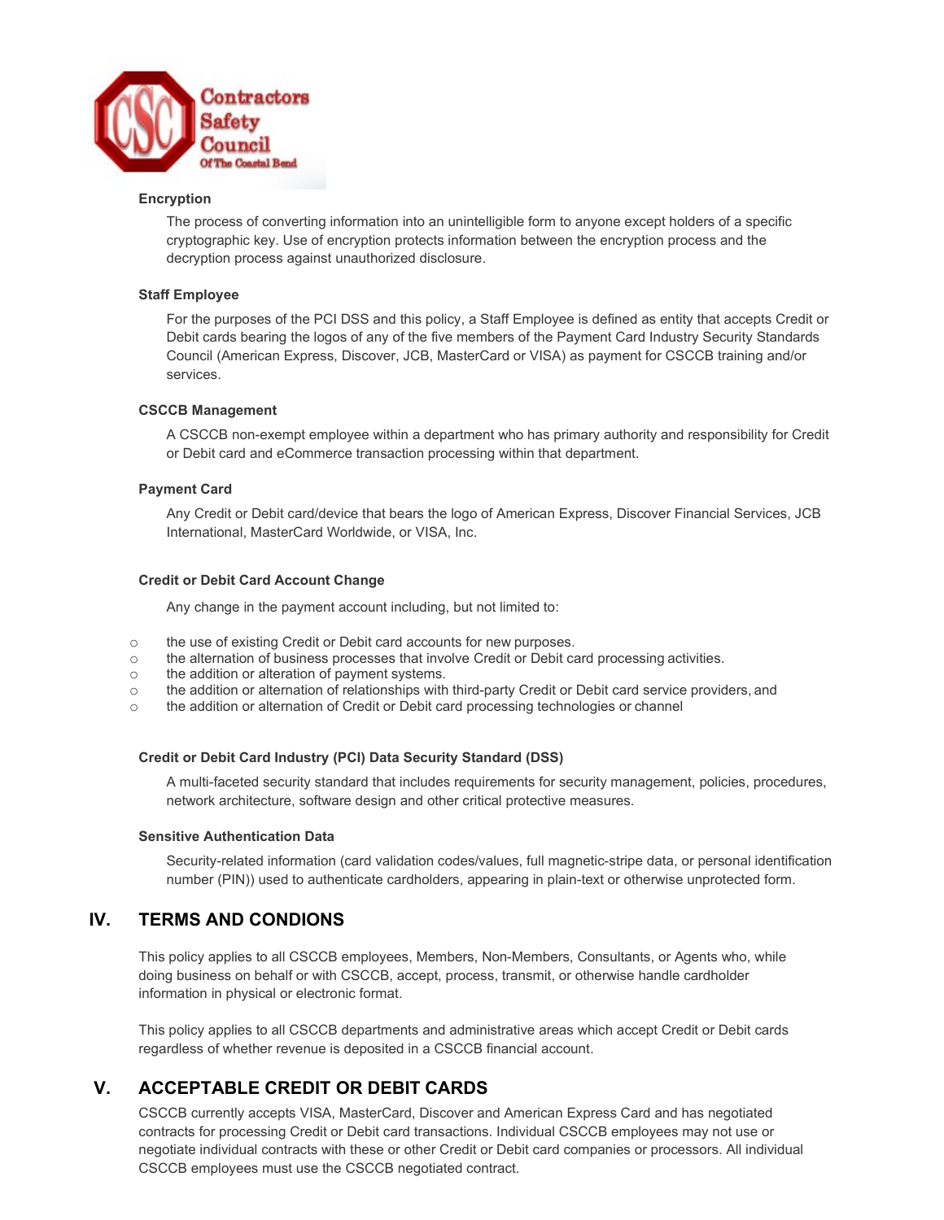**Encryption**

The process of converting information into an unintelligible form to anyone except holders of a specific cryptographic key. Use of encryption protects information between the encryption process and the decryption process against unauthorized disclosure.

**Staff Employee**

For the purposes of the PCI DSS and this policy, a Staff Employee is defined as entity that accepts Credit or Debit cards bearing the logos of any of the five members of the Payment Card Industry Security Standards Council (American Express, Discover, JCB, MasterCard or VISA) as payment for CSCCB training and/or services.

**CSCCB Management**

A CSCCB non-exempt employee within a department who has primary authority and responsibility for Credit or Debit card and eCommerce transaction processing within that department.

**Payment Card**

Any Credit or Debit card/device that bears the logo of American Express, Discover Financial Services, JCB International, MasterCard Worldwide, or VISA, Inc.

**Credit or Debit Card Account Change**

Any change in the payment account including, but not limited to:

- the use of existing Credit or Debit card accounts for new purposes.
- the alternation of business processes that involve Credit or Debit card processing activities.
- the addition or alteration of payment systems.
- the addition or alternation of relationships with third-party Credit or Debit card service providers, and
- the addition or alternation of Credit or Debit card processing technologies or channel

**Credit or Debit Card Industry (PCI) Data Security Standard (DSS)**

A multi-faceted security standard that includes requirements for security management, policies, procedures, network architecture, software design and other critical protective measures.

**Sensitive Authentication Data**

Security-related information (card validation codes/values, full magnetic-stripe data, or personal identification number (PIN)) used to authenticate cardholders, appearing in plain-text or otherwise unprotected form.

## IV. TERMS AND CONDIONS

This policy applies to all CSCCB employees, Members, Non-Members, Consultants, or Agents who, while doing business on behalf or with CSCCB, accept, process, transmit, or otherwise handle cardholder information in physical or electronic format.

This policy applies to all CSCCB departments and administrative areas which accept Credit or Debit cards regardless of whether revenue is deposited in a CSCCB financial account.

## V. ACCEPTABLE CREDIT OR DEBIT CARDS

CSCCB currently accepts VISA, MasterCard, Discover and American Express Card and has negotiated contracts for processing Credit or Debit card transactions. Individual CSCCB employees may not use or negotiate individual contracts with these or other Credit or Debit card companies or processors. All individual CSCCB employees must use the CSCCB negotiated contract.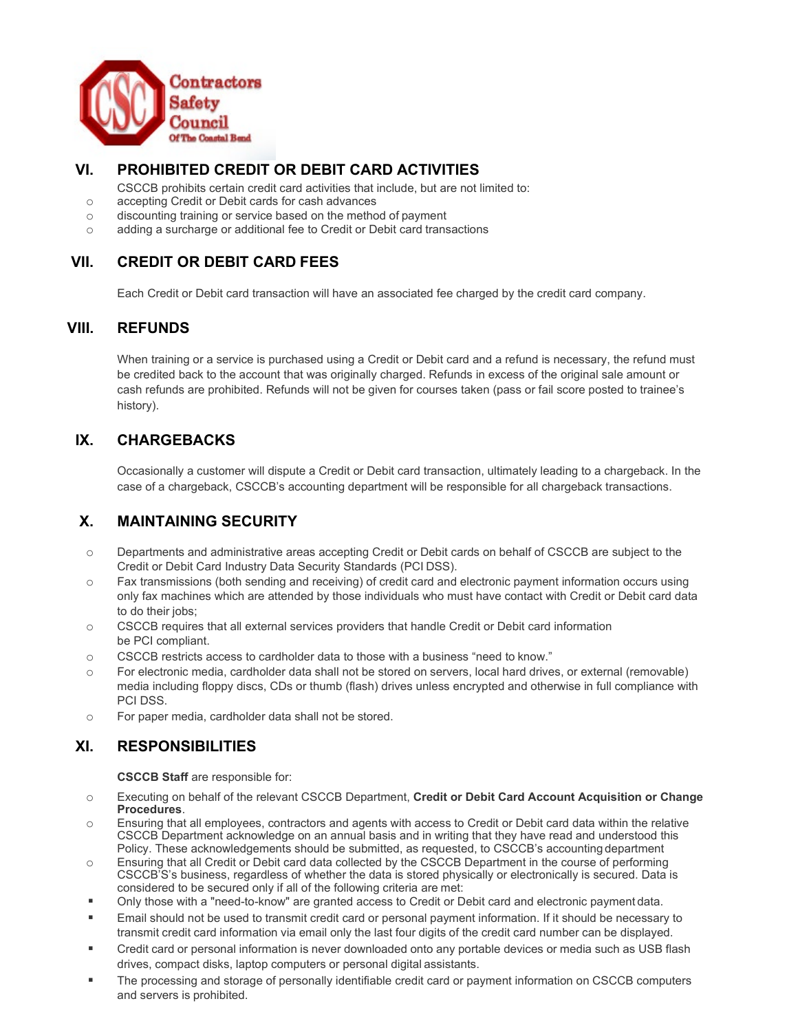## VI. PROHIBITED CREDIT OR DEBIT CARD ACTIVITIES

CSCCB prohibits certain credit card activities that include, but are not limited to:

- accepting Credit or Debit cards for cash advances
- discounting training or service based on the method of payment
- adding a surcharge or additional fee to Credit or Debit card transactions

## VII. CREDIT OR DEBIT CARD FEES

Each Credit or Debit card transaction will have an associated fee charged by the credit card company.

## VIII. REFUNDS

When training or a service is purchased using a Credit or Debit card and a refund is necessary, the refund must be credited back to the account that was originally charged. Refunds in excess of the original sale amount or cash refunds are prohibited. Refunds will not be given for courses taken (pass or fail score posted to trainee's history).

## IX. CHARGEBACKS

Occasionally a customer will dispute a Credit or Debit card transaction, ultimately leading to a chargeback. In the case of a chargeback, CSCCB's accounting department will be responsible for all chargeback transactions.

## X. MAINTAINING SECURITY

- Departments and administrative areas accepting Credit or Debit cards on behalf of CSCCB are subject to the Credit or Debit Card Industry Data Security Standards (PCI DSS).
- Fax transmissions (both sending and receiving) of credit card and electronic payment information occurs using only fax machines which are attended by those individuals who must have contact with Credit or Debit card data to do their jobs;
- CSCCB requires that all external services providers that handle Credit or Debit card information be PCI compliant.
- CSCCB restricts access to cardholder data to those with a business "need to know."
- For electronic media, cardholder data shall not be stored on servers, local hard drives, or external (removable) media including floppy discs, CDs or thumb (flash) drives unless encrypted and otherwise in full compliance with PCI DSS.
- For paper media, cardholder data shall not be stored.

## XI. RESPONSIBILITIES

**CSCCB Staff** are responsible for:

- Executing on behalf of the relevant CSCCB Department, **Credit or Debit Card Account Acquisition or Change Procedures**.
- Ensuring that all employees, contractors and agents with access to Credit or Debit card data within the relative CSCCB Department acknowledge on an annual basis and in writing that they have read and understood this Policy. These acknowledgements should be submitted, as requested, to CSCCB's accounting department
- Ensuring that all Credit or Debit card data collected by the CSCCB Department in the course of performing CSCCB'S's business, regardless of whether the data is stored physically or electronically is secured. Data is considered to be secured only if all of the following criteria are met:
  - Only those with a "need-to-know" are granted access to Credit or Debit card and electronic payment data.
  - Email should not be used to transmit credit card or personal payment information. If it should be necessary to transmit credit card information via email only the last four digits of the credit card number can be displayed.
  - Credit card or personal information is never downloaded onto any portable devices or media such as USB flash drives, compact disks, laptop computers or personal digital assistants.
  - The processing and storage of personally identifiable credit card or payment information on CSCCB computers and servers is prohibited.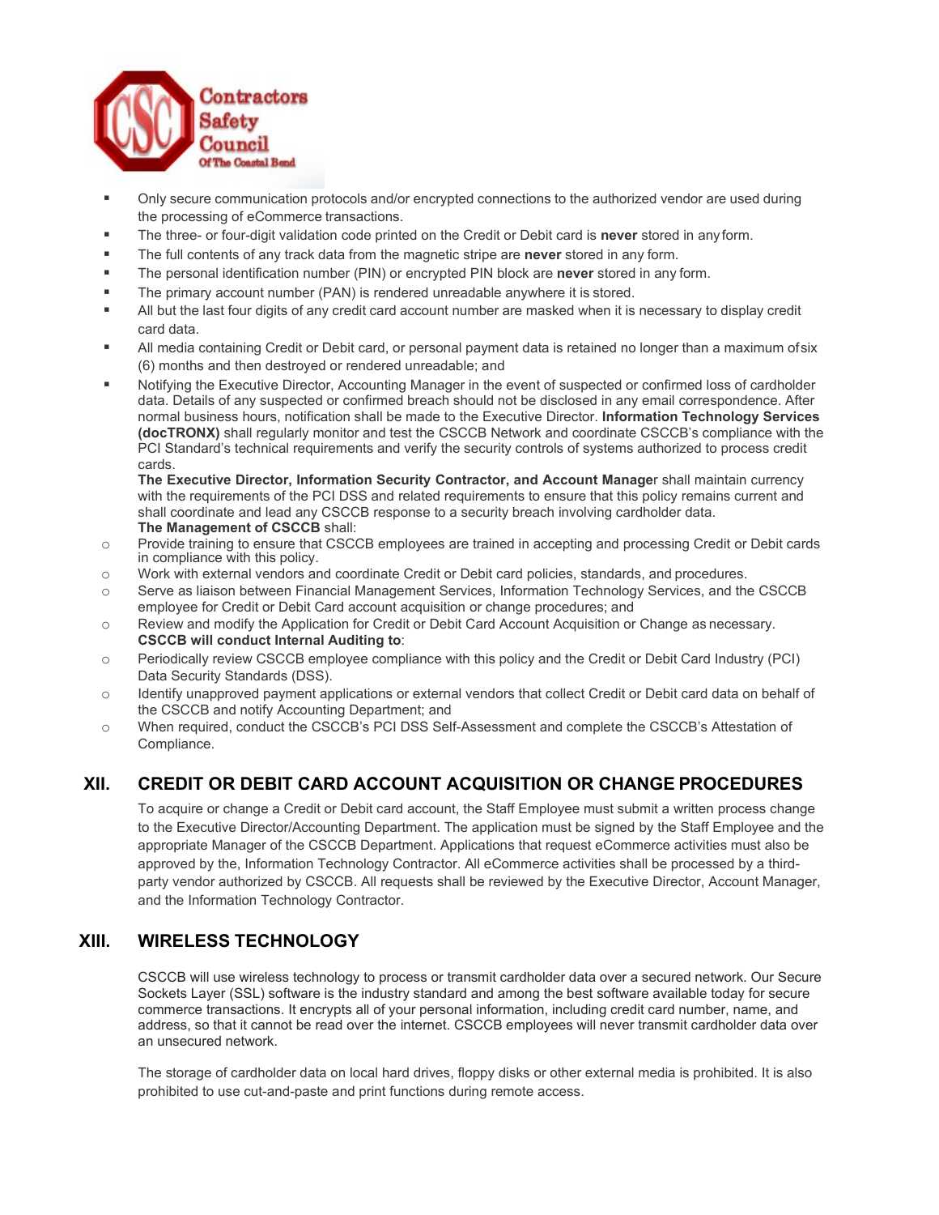- Only secure communication protocols and/or encrypted connections to the authorized vendor are used during the processing of eCommerce transactions.
- The three- or four-digit validation code printed on the Credit or Debit card is **never** stored in any form.
- The full contents of any track data from the magnetic stripe are **never** stored in any form.
- The personal identification number (PIN) or encrypted PIN block are **never** stored in any form.
- The primary account number (PAN) is rendered unreadable anywhere it is stored.
- All but the last four digits of any credit card account number are masked when it is necessary to display credit card data.
- All media containing Credit or Debit card, or personal payment data is retained no longer than a maximum of six (6) months and then destroyed or rendered unreadable; and
- Notifying the Executive Director, Accounting Manager in the event of suspected or confirmed loss of cardholder data. Details of any suspected or confirmed breach should not be disclosed in any email correspondence. After normal business hours, notification shall be made to the Executive Director. **Information Technology Services (docTRONX)** shall regularly monitor and test the CSCCB Network and coordinate CSCCB's compliance with the PCI Standard's technical requirements and verify the security controls of systems authorized to process credit cards.

  **The Executive Director, Information Security Contractor, and Account Manage**r shall maintain currency with the requirements of the PCI DSS and related requirements to ensure that this policy remains current and shall coordinate and lead any CSCCB response to a security breach involving cardholder data.

  **The Management of CSCCB** shall:

  - Provide training to ensure that CSCCB employees are trained in accepting and processing Credit or Debit cards in compliance with this policy.
  - Work with external vendors and coordinate Credit or Debit card policies, standards, and procedures.
  - Serve as liaison between Financial Management Services, Information Technology Services, and the CSCCB employee for Credit or Debit Card account acquisition or change procedures; and
  - Review and modify the Application for Credit or Debit Card Account Acquisition or Change as necessary.

  **CSCCB will conduct Internal Auditing to**:

  - Periodically review CSCCB employee compliance with this policy and the Credit or Debit Card Industry (PCI) Data Security Standards (DSS).
  - Identify unapproved payment applications or external vendors that collect Credit or Debit card data on behalf of the CSCCB and notify Accounting Department; and
  - When required, conduct the CSCCB's PCI DSS Self-Assessment and complete the CSCCB's Attestation of Compliance.

## XII. CREDIT OR DEBIT CARD ACCOUNT ACQUISITION OR CHANGE PROCEDURES

To acquire or change a Credit or Debit card account, the Staff Employee must submit a written process change to the Executive Director/Accounting Department. The application must be signed by the Staff Employee and the appropriate Manager of the CSCCB Department. Applications that request eCommerce activities must also be approved by the, Information Technology Contractor. All eCommerce activities shall be processed by a third-party vendor authorized by CSCCB. All requests shall be reviewed by the Executive Director, Account Manager, and the Information Technology Contractor.

## XIII. WIRELESS TECHNOLOGY

CSCCB will use wireless technology to process or transmit cardholder data over a secured network. Our Secure Sockets Layer (SSL) software is the industry standard and among the best software available today for secure commerce transactions. It encrypts all of your personal information, including credit card number, name, and address, so that it cannot be read over the internet. CSCCB employees will never transmit cardholder data over an unsecured network.

The storage of cardholder data on local hard drives, floppy disks or other external media is prohibited. It is also prohibited to use cut-and-paste and print functions during remote access.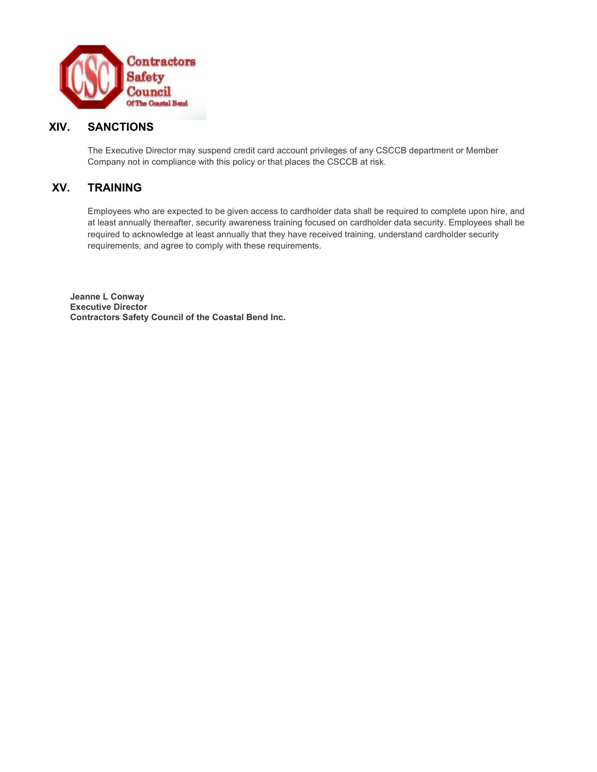## XIV. SANCTIONS

The Executive Director may suspend credit card account privileges of any CSCCB department or Member Company not in compliance with this policy or that places the CSCCB at risk.

## XV. TRAINING

Employees who are expected to be given access to cardholder data shall be required to complete upon hire, and at least annually thereafter, security awareness training focused on cardholder data security. Employees shall be required to acknowledge at least annually that they have received training, understand cardholder security requirements, and agree to comply with these requirements.

**Jeanne L Conway**
**Executive Director**
**Contractors Safety Council of the Coastal Bend Inc.**